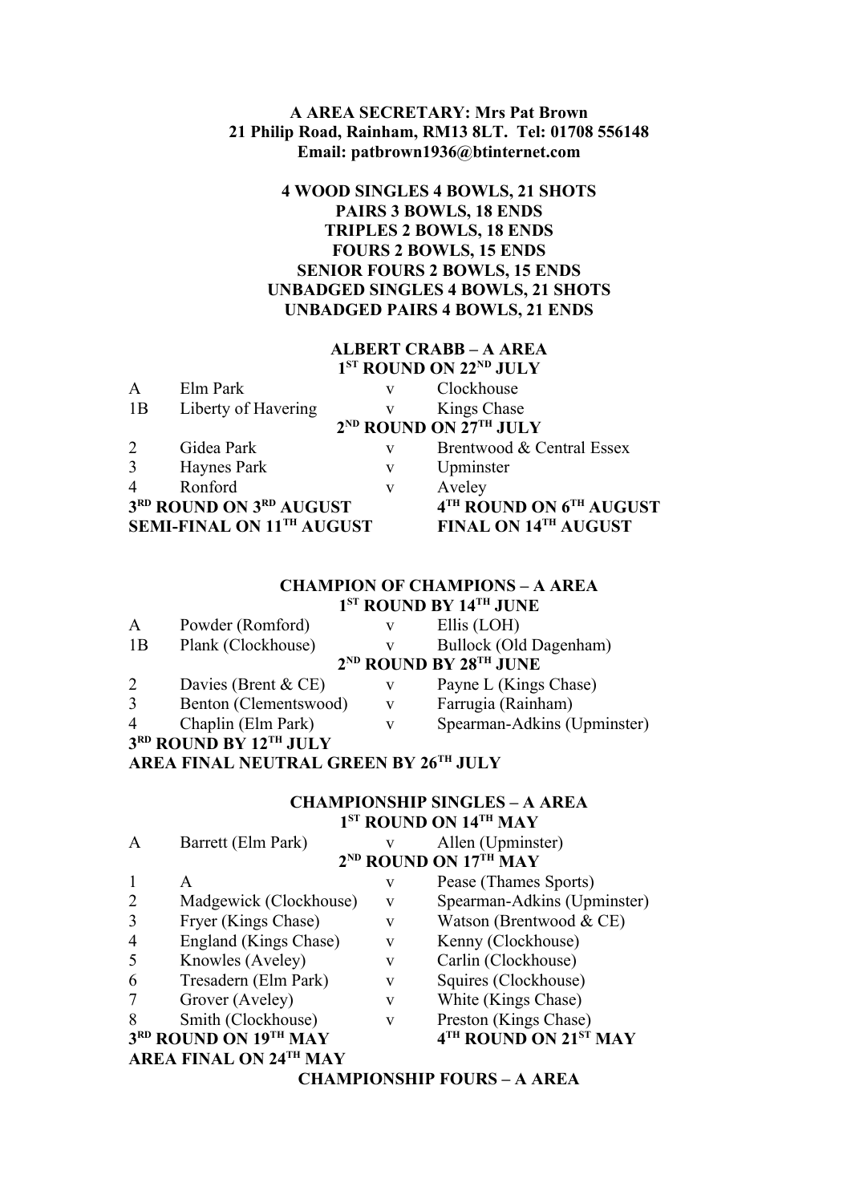**A AREA SECRETARY: Mrs Pat Brown**
**21 Philip Road, Rainham, RM13 8LT. Tel: 01708 556148**
**Email: patbrown1936@btinternet.com**

**4 WOOD SINGLES 4 BOWLS, 21 SHOTS**
**PAIRS 3 BOWLS, 18 ENDS**
**TRIPLES 2 BOWLS, 18 ENDS**
**FOURS 2 BOWLS, 15 ENDS**
**SENIOR FOURS 2 BOWLS, 15 ENDS**
**UNBADGED SINGLES 4 BOWLS, 21 SHOTS**
**UNBADGED PAIRS 4 BOWLS, 21 ENDS**

## ALBERT CRABB – A AREA

**1ST ROUND ON 22ND JULY**

| | | | |
|---|---|---|---|
| A | Elm Park | v | Clockhouse |
| 1B | Liberty of Havering | v | Kings Chase |

**2ND ROUND ON 27TH JULY**

| | | | |
|---|---|---|---|
| 2 | Gidea Park | v | Brentwood & Central Essex |
| 3 | Haynes Park | v | Upminster |
| 4 | Ronford | v | Aveley |

**3RD ROUND ON 3RD AUGUST** **4TH ROUND ON 6TH AUGUST**
**SEMI-FINAL ON 11TH AUGUST** **FINAL ON 14TH AUGUST**

## CHAMPION OF CHAMPIONS – A AREA

**1ST ROUND BY 14TH JUNE**

| | | | |
|---|---|---|---|
| A | Powder (Romford) | v | Ellis (LOH) |
| 1B | Plank (Clockhouse) | v | Bullock (Old Dagenham) |

**2ND ROUND BY 28TH JUNE**

| | | | |
|---|---|---|---|
| 2 | Davies (Brent & CE) | v | Payne L (Kings Chase) |
| 3 | Benton (Clementswood) | v | Farrugia (Rainham) |
| 4 | Chaplin (Elm Park) | v | Spearman-Adkins (Upminster) |

**3RD ROUND BY 12TH JULY**
**AREA FINAL NEUTRAL GREEN BY 26TH JULY**

## CHAMPIONSHIP SINGLES – A AREA

**1ST ROUND ON 14TH MAY**

| | | | |
|---|---|---|---|
| A | Barrett (Elm Park) | v | Allen (Upminster) |

**2ND ROUND ON 17TH MAY**

| | | | |
|---|---|---|---|
| 1 | A | v | Pease (Thames Sports) |
| 2 | Madgewick (Clockhouse) | v | Spearman-Adkins (Upminster) |
| 3 | Fryer (Kings Chase) | v | Watson (Brentwood & CE) |
| 4 | England (Kings Chase) | v | Kenny (Clockhouse) |
| 5 | Knowles (Aveley) | v | Carlin (Clockhouse) |
| 6 | Tresadern (Elm Park) | v | Squires (Clockhouse) |
| 7 | Grover (Aveley) | v | White (Kings Chase) |
| 8 | Smith (Clockhouse) | v | Preston (Kings Chase) |

**3RD ROUND ON 19TH MAY** **4TH ROUND ON 21ST MAY**
**AREA FINAL ON 24TH MAY**

## CHAMPIONSHIP FOURS – A AREA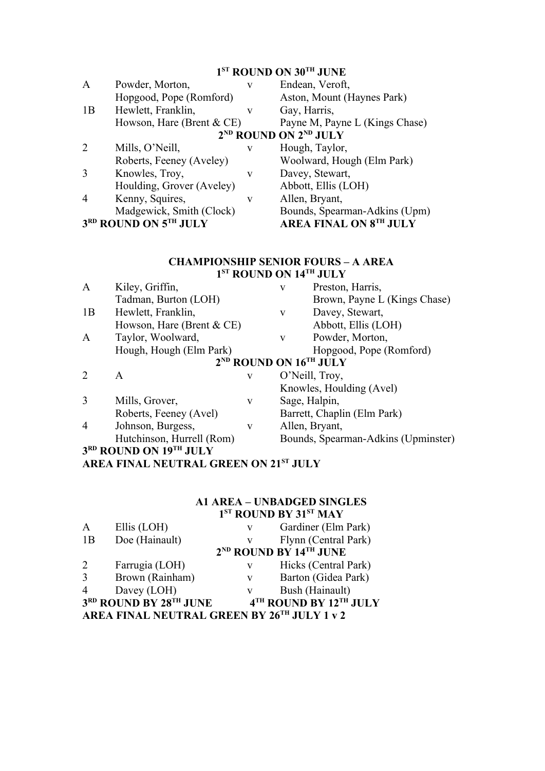### 1ST ROUND ON 30TH JUNE

| | | | |
|---|---|---|---|
| A | Powder, Morton, Hopgood, Pope (Romford) | v | Endean, Veroft, Aston, Mount (Haynes Park) |
| 1B | Hewlett, Franklin, Howson, Hare (Brent & CE) | v | Gay, Harris, Payne M, Payne L (Kings Chase) |

### 2ND ROUND ON 2ND JULY

| | | | |
|---|---|---|---|
| 2 | Mills, O'Neill, Roberts, Feeney (Aveley) | v | Hough, Taylor, Woolward, Hough (Elm Park) |
| 3 | Knowles, Troy, Houlding, Grover (Aveley) | v | Davey, Stewart, Abbott, Ellis (LOH) |
| 4 | Kenny, Squires, Madgewick, Smith (Clock) | v | Allen, Bryant, Bounds, Spearman-Adkins (Upm) |

**3RD ROUND ON 5TH JULY** **AREA FINAL ON 8TH JULY**

## CHAMPIONSHIP SENIOR FOURS – A AREA

### 1ST ROUND ON 14TH JULY

| | | | |
|---|---|---|---|
| A | Kiley, Griffin, Tadman, Burton (LOH) | v | Preston, Harris, Brown, Payne L (Kings Chase) |
| 1B | Hewlett, Franklin, Howson, Hare (Brent & CE) | v | Davey, Stewart, Abbott, Ellis (LOH) |
| A | Taylor, Woolward, Hough, Hough (Elm Park) | v | Powder, Morton, Hopgood, Pope (Romford) |

### 2ND ROUND ON 16TH JULY

| | | | |
|---|---|---|---|
| 2 | A | v | O'Neill, Troy, Knowles, Houlding (Avel) |
| 3 | Mills, Grover, Roberts, Feeney (Avel) | v | Sage, Halpin, Barrett, Chaplin (Elm Park) |
| 4 | Johnson, Burgess, Hutchinson, Hurrell (Rom) | v | Allen, Bryant, Bounds, Spearman-Adkins (Upminster) |

**3RD ROUND ON 19TH JULY**

**AREA FINAL NEUTRAL GREEN ON 21ST JULY**

## A1 AREA – UNBADGED SINGLES

### 1ST ROUND BY 31ST MAY

| | | | |
|---|---|---|---|
| A | Ellis (LOH) | v | Gardiner (Elm Park) |
| 1B | Doe (Hainault) | v | Flynn (Central Park) |

### 2ND ROUND BY 14TH JUNE

| | | | |
|---|---|---|---|
| 2 | Farrugia (LOH) | v | Hicks (Central Park) |
| 3 | Brown (Rainham) | v | Barton (Gidea Park) |
| 4 | Davey (LOH) | v | Bush (Hainault) |

**3RD ROUND BY 28TH JUNE** **4TH ROUND BY 12TH JULY**

**AREA FINAL NEUTRAL GREEN BY 26TH JULY 1 v 2**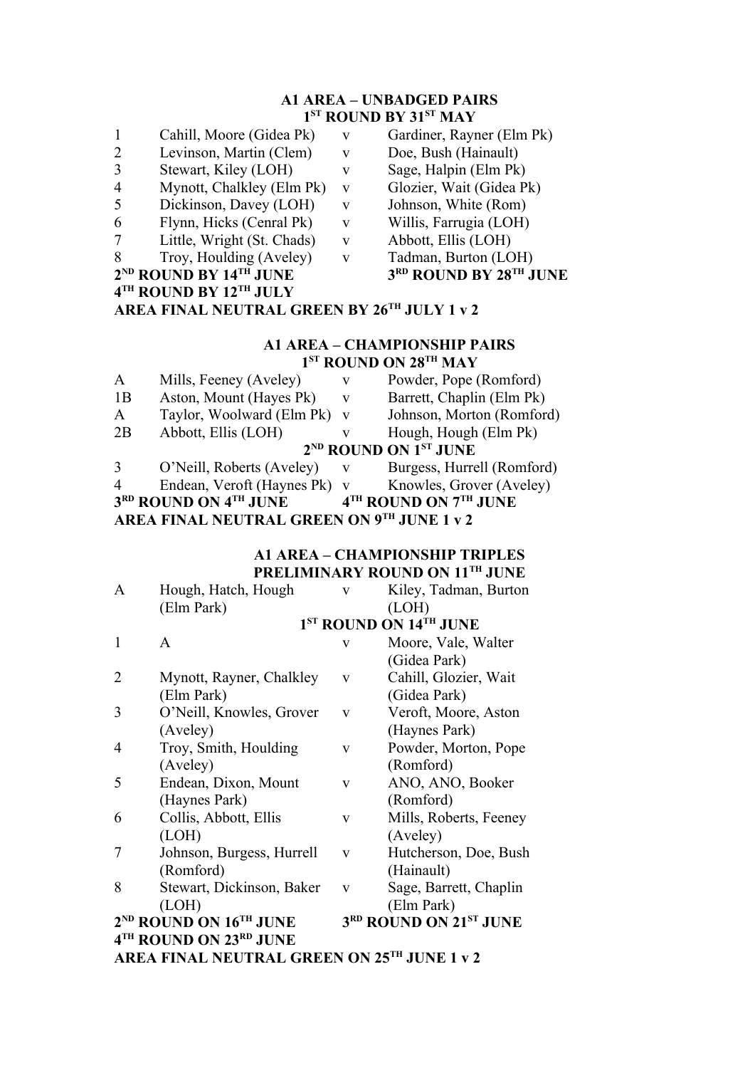## A1 AREA – UNBADGED PAIRS

**1ST ROUND BY 31ST MAY**

| | | | |
|---|---|---|---|
| 1 | Cahill, Moore (Gidea Pk) | v | Gardiner, Rayner (Elm Pk) |
| 2 | Levinson, Martin (Clem) | v | Doe, Bush (Hainault) |
| 3 | Stewart, Kiley (LOH) | v | Sage, Halpin (Elm Pk) |
| 4 | Mynott, Chalkley (Elm Pk) | v | Glozier, Wait (Gidea Pk) |
| 5 | Dickinson, Davey (LOH) | v | Johnson, White (Rom) |
| 6 | Flynn, Hicks (Cenral Pk) | v | Willis, Farrugia (LOH) |
| 7 | Little, Wright (St. Chads) | v | Abbott, Ellis (LOH) |
| 8 | Troy, Houlding (Aveley) | v | Tadman, Burton (LOH) |

**2ND ROUND BY 14TH JUNE** **3RD ROUND BY 28TH JUNE**

**4TH ROUND BY 12TH JULY**

**AREA FINAL NEUTRAL GREEN BY 26TH JULY 1 v 2**

## A1 AREA – CHAMPIONSHIP PAIRS

**1ST ROUND ON 28TH MAY**

| | | | |
|---|---|---|---|
| A | Mills, Feeney (Aveley) | v | Powder, Pope (Romford) |
| 1B | Aston, Mount (Hayes Pk) | v | Barrett, Chaplin (Elm Pk) |
| A | Taylor, Woolward (Elm Pk) | v | Johnson, Morton (Romford) |
| 2B | Abbott, Ellis (LOH) | v | Hough, Hough (Elm Pk) |

**2ND ROUND ON 1ST JUNE**

| | | | |
|---|---|---|---|
| 3 | O'Neill, Roberts (Aveley) | v | Burgess, Hurrell (Romford) |
| 4 | Endean, Veroft (Haynes Pk) | v | Knowles, Grover (Aveley) |

**3RD ROUND ON 4TH JUNE** **4TH ROUND ON 7TH JUNE**

**AREA FINAL NEUTRAL GREEN ON 9TH JUNE 1 v 2**

## A1 AREA – CHAMPIONSHIP TRIPLES

**PRELIMINARY ROUND ON 11TH JUNE**

| | | | |
|---|---|---|---|
| A | Hough, Hatch, Hough (Elm Park) | v | Kiley, Tadman, Burton (LOH) |

**1ST ROUND ON 14TH JUNE**

| | | | |
|---|---|---|---|
| 1 | A | v | Moore, Vale, Walter (Gidea Park) |
| 2 | Mynott, Rayner, Chalkley (Elm Park) | v | Cahill, Glozier, Wait (Gidea Park) |
| 3 | O'Neill, Knowles, Grover (Aveley) | v | Veroft, Moore, Aston (Haynes Park) |
| 4 | Troy, Smith, Houlding (Aveley) | v | Powder, Morton, Pope (Romford) |
| 5 | Endean, Dixon, Mount (Haynes Park) | v | ANO, ANO, Booker (Romford) |
| 6 | Collis, Abbott, Ellis (LOH) | v | Mills, Roberts, Feeney (Aveley) |
| 7 | Johnson, Burgess, Hurrell (Romford) | v | Hutcherson, Doe, Bush (Hainault) |
| 8 | Stewart, Dickinson, Baker (LOH) | v | Sage, Barrett, Chaplin (Elm Park) |

**2ND ROUND ON 16TH JUNE** **3RD ROUND ON 21ST JUNE**

**4TH ROUND ON 23RD JUNE**

**AREA FINAL NEUTRAL GREEN ON 25TH JUNE 1 v 2**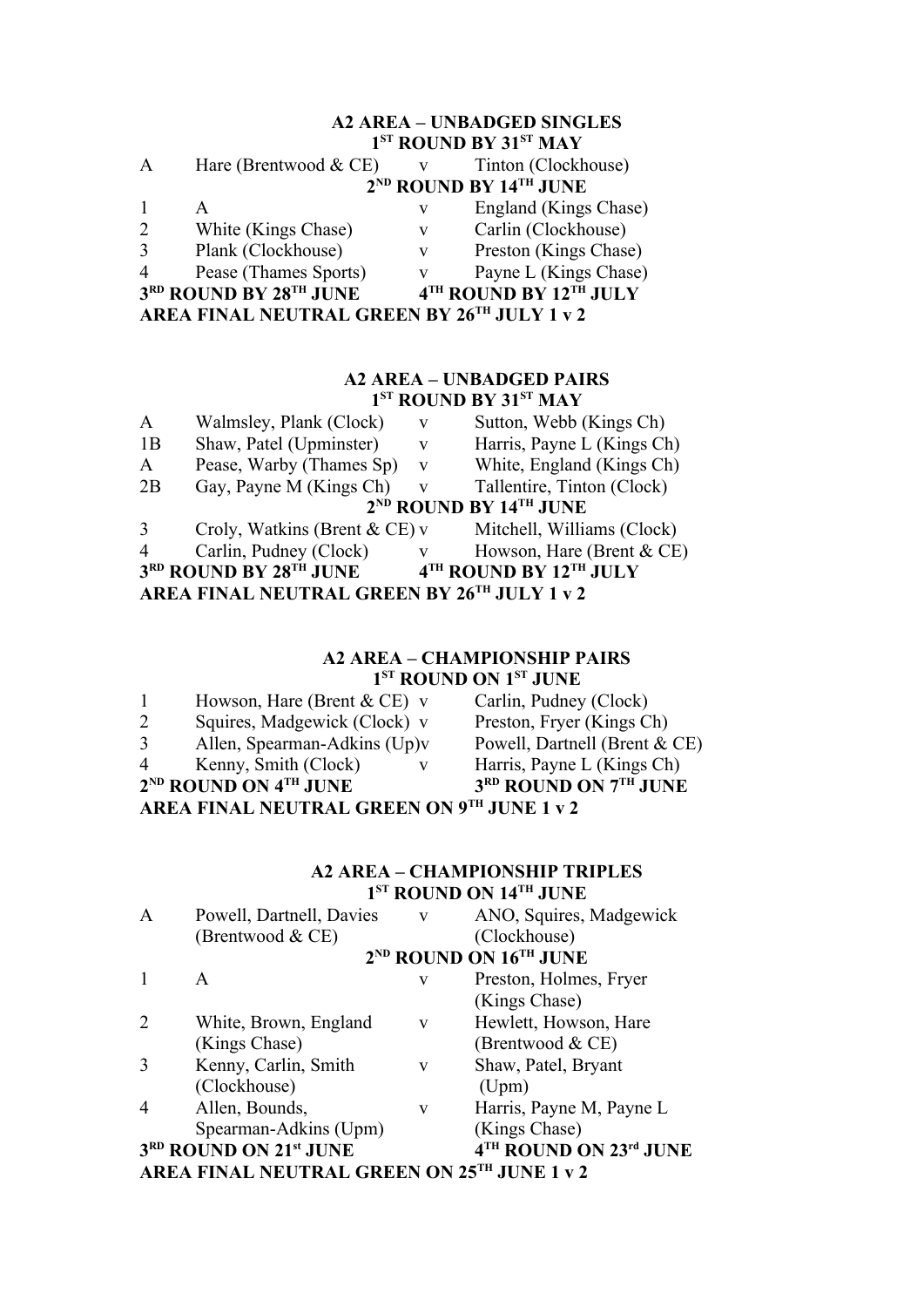## A2 AREA – UNBADGED SINGLES

**1ST ROUND BY 31ST MAY**

| | | | |
|---|---|---|---|
| A | Hare (Brentwood & CE) | v | Tinton (Clockhouse) |

**2ND ROUND BY 14TH JUNE**

| | | | |
|---|---|---|---|
| 1 | A | v | England (Kings Chase) |
| 2 | White (Kings Chase) | v | Carlin (Clockhouse) |
| 3 | Plank (Clockhouse) | v | Preston (Kings Chase) |
| 4 | Pease (Thames Sports) | v | Payne L (Kings Chase) |

**3RD ROUND BY 28TH JUNE** **4TH ROUND BY 12TH JULY**

**AREA FINAL NEUTRAL GREEN BY 26TH JULY 1 v 2**

## A2 AREA – UNBADGED PAIRS

**1ST ROUND BY 31ST MAY**

| | | | |
|---|---|---|---|
| A | Walmsley, Plank (Clock) | v | Sutton, Webb (Kings Ch) |
| 1B | Shaw, Patel (Upminster) | v | Harris, Payne L (Kings Ch) |
| A | Pease, Warby (Thames Sp) | v | White, England (Kings Ch) |
| 2B | Gay, Payne M (Kings Ch) | v | Tallentire, Tinton (Clock) |

**2ND ROUND BY 14TH JUNE**

| | | | |
|---|---|---|---|
| 3 | Croly, Watkins (Brent & CE) | v | Mitchell, Williams (Clock) |
| 4 | Carlin, Pudney (Clock) | v | Howson, Hare (Brent & CE) |

**3RD ROUND BY 28TH JUNE** **4TH ROUND BY 12TH JULY**

**AREA FINAL NEUTRAL GREEN BY 26TH JULY 1 v 2**

## A2 AREA – CHAMPIONSHIP PAIRS

**1ST ROUND ON 1ST JUNE**

| | | | |
|---|---|---|---|
| 1 | Howson, Hare (Brent & CE) | v | Carlin, Pudney (Clock) |
| 2 | Squires, Madgewick (Clock) | v | Preston, Fryer (Kings Ch) |
| 3 | Allen, Spearman-Adkins (Up) | v | Powell, Dartnell (Brent & CE) |
| 4 | Kenny, Smith (Clock) | v | Harris, Payne L (Kings Ch) |

**2ND ROUND ON 4TH JUNE** **3RD ROUND ON 7TH JUNE**

**AREA FINAL NEUTRAL GREEN ON 9TH JUNE 1 v 2**

## A2 AREA – CHAMPIONSHIP TRIPLES

**1ST ROUND ON 14TH JUNE**

| | | | |
|---|---|---|---|
| A | Powell, Dartnell, Davies (Brentwood & CE) | v | ANO, Squires, Madgewick (Clockhouse) |

**2ND ROUND ON 16TH JUNE**

| | | | |
|---|---|---|---|
| 1 | A | v | Preston, Holmes, Fryer (Kings Chase) |
| 2 | White, Brown, England (Kings Chase) | v | Hewlett, Howson, Hare (Brentwood & CE) |
| 3 | Kenny, Carlin, Smith (Clockhouse) | v | Shaw, Patel, Bryant (Upm) |
| 4 | Allen, Bounds, Spearman-Adkins (Upm) | v | Harris, Payne M, Payne L (Kings Chase) |

**3RD ROUND ON 21st JUNE** **4TH ROUND ON 23rd JUNE**

**AREA FINAL NEUTRAL GREEN ON 25TH JUNE 1 v 2**